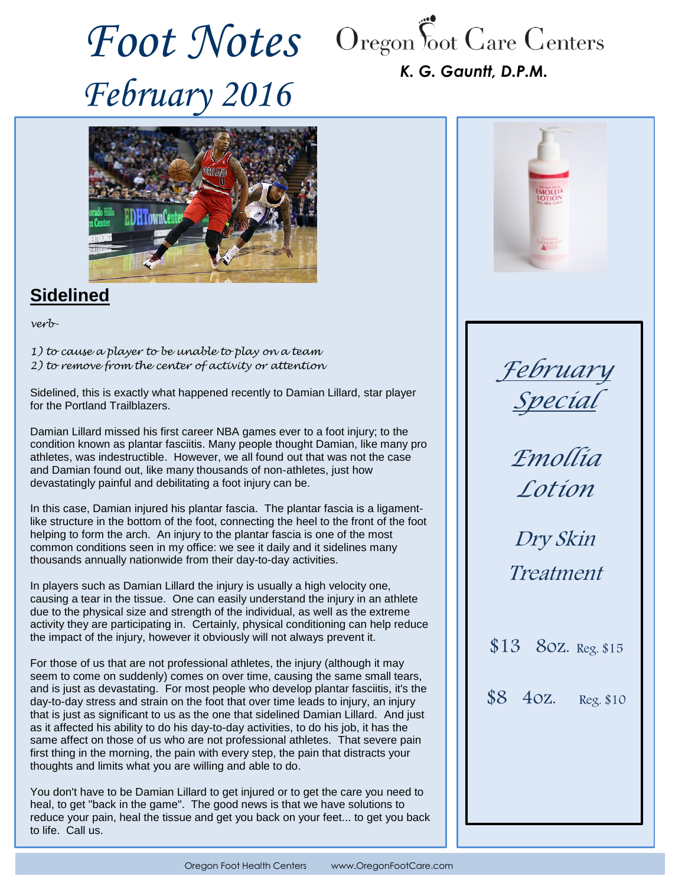# Foot Notes
# February 2016

**Oregon Foot Care Centers**

***K. G. Gauntt, D.P.M.***

## Sidelined

*verb-*

*1) to cause a player to be unable to play on a team*
*2) to remove from the center of activity or attention*

Sidelined, this is exactly what happened recently to Damian Lillard, star player for the Portland Trailblazers.

Damian Lillard missed his first career NBA games ever to a foot injury; to the condition known as plantar fasciitis. Many people thought Damian, like many pro athletes, was indestructible. However, we all found out that was not the case and Damian found out, like many thousands of non-athletes, just how devastatingly painful and debilitating a foot injury can be.

In this case, Damian injured his plantar fascia. The plantar fascia is a ligament-like structure in the bottom of the foot, connecting the heel to the front of the foot helping to form the arch. An injury to the plantar fascia is one of the most common conditions seen in my office: we see it daily and it sidelines many thousands annually nationwide from their day-to-day activities.

In players such as Damian Lillard the injury is usually a high velocity one, causing a tear in the tissue. One can easily understand the injury in an athlete due to the physical size and strength of the individual, as well as the extreme activity they are participating in. Certainly, physical conditioning can help reduce the impact of the injury, however it obviously will not always prevent it.

For those of us that are not professional athletes, the injury (although it may seem to come on suddenly) comes on over time, causing the same small tears, and is just as devastating. For most people who develop plantar fasciitis, it's the day-to-day stress and strain on the foot that over time leads to injury, an injury that is just as significant to us as the one that sidelined Damian Lillard. And just as it affected his ability to do his day-to-day activities, to do his job, it has the same affect on those of us who are not professional athletes. That severe pain first thing in the morning, the pain with every step, the pain that distracts your thoughts and limits what you are willing and able to do.

You don't have to be Damian Lillard to get injured or to get the care you need to heal, to get "back in the game". The good news is that we have solutions to reduce your pain, heal the tissue and get you back on your feet... to get you back to life. Call us.

## *February Special*

*Emollia Lotion*

*Dry Skin Treatment*

$13 8oz. Reg. $15

$8 4oz. Reg. $10

Oregon Foot Health Centers www.OregonFootCare.com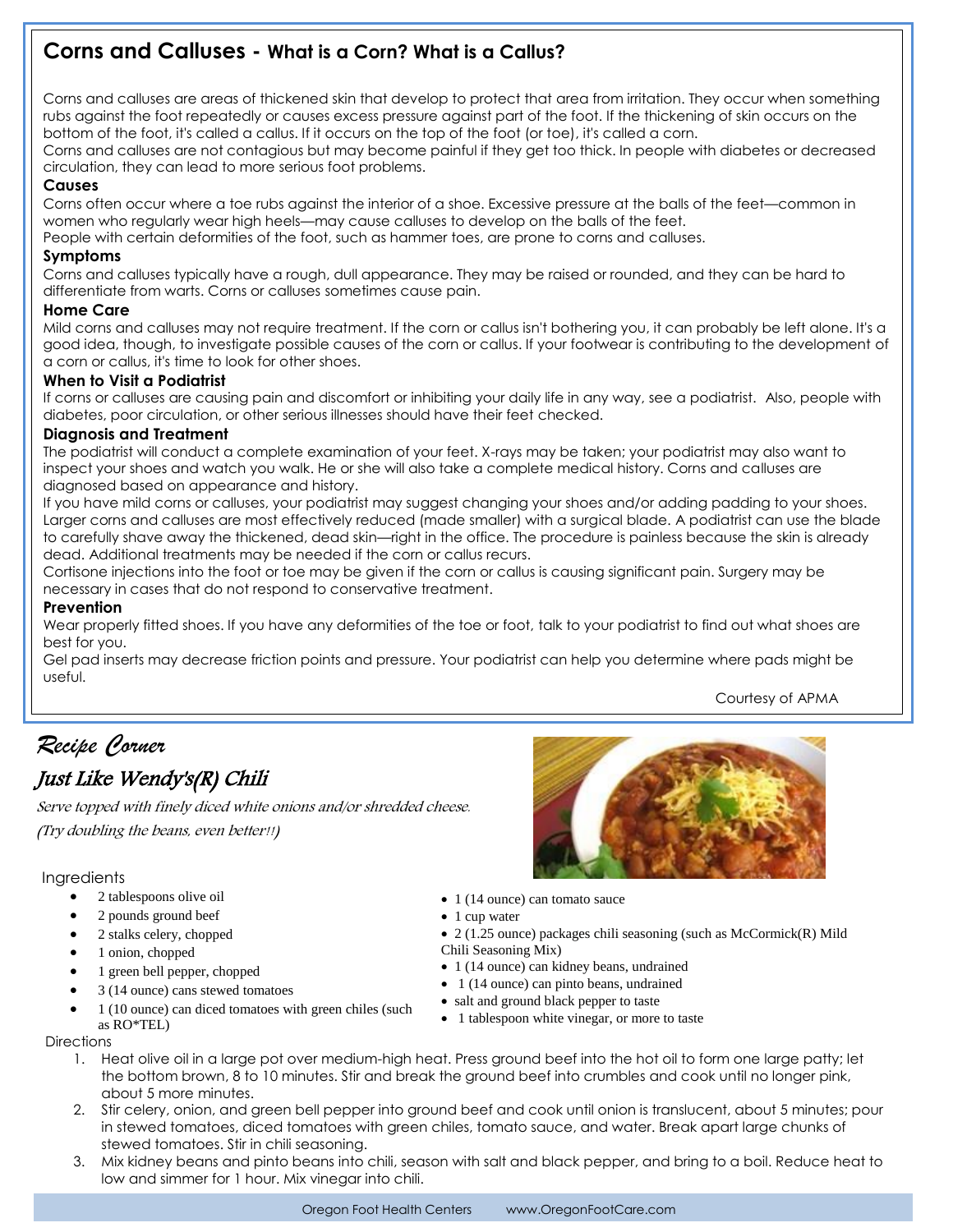## Corns and Calluses - What is a Corn? What is a Callus?

Corns and calluses are areas of thickened skin that develop to protect that area from irritation. They occur when something rubs against the foot repeatedly or causes excess pressure against part of the foot. If the thickening of skin occurs on the bottom of the foot, it's called a callus. If it occurs on the top of the foot (or toe), it's called a corn.

Corns and calluses are not contagious but may become painful if they get too thick. In people with diabetes or decreased circulation, they can lead to more serious foot problems.

### Causes

Corns often occur where a toe rubs against the interior of a shoe. Excessive pressure at the balls of the feet—common in women who regularly wear high heels—may cause calluses to develop on the balls of the feet.

People with certain deformities of the foot, such as hammer toes, are prone to corns and calluses.

### Symptoms

Corns and calluses typically have a rough, dull appearance. They may be raised or rounded, and they can be hard to differentiate from warts. Corns or calluses sometimes cause pain.

### Home Care

Mild corns and calluses may not require treatment. If the corn or callus isn't bothering you, it can probably be left alone. It's a good idea, though, to investigate possible causes of the corn or callus. If your footwear is contributing to the development of a corn or callus, it's time to look for other shoes.

### When to Visit a Podiatrist

If corns or calluses are causing pain and discomfort or inhibiting your daily life in any way, see a podiatrist. Also, people with diabetes, poor circulation, or other serious illnesses should have their feet checked.

### Diagnosis and Treatment

The podiatrist will conduct a complete examination of your feet. X-rays may be taken; your podiatrist may also want to inspect your shoes and watch you walk. He or she will also take a complete medical history. Corns and calluses are diagnosed based on appearance and history.

If you have mild corns or calluses, your podiatrist may suggest changing your shoes and/or adding padding to your shoes. Larger corns and calluses are most effectively reduced (made smaller) with a surgical blade. A podiatrist can use the blade to carefully shave away the thickened, dead skin—right in the office. The procedure is painless because the skin is already dead. Additional treatments may be needed if the corn or callus recurs.

Cortisone injections into the foot or toe may be given if the corn or callus is causing significant pain. Surgery may be necessary in cases that do not respond to conservative treatment.

### Prevention

Wear properly fitted shoes. If you have any deformities of the toe or foot, talk to your podiatrist to find out what shoes are best for you.

Gel pad inserts may decrease friction points and pressure. Your podiatrist can help you determine where pads might be useful.

Courtesy of APMA

## *Recipe Corner*

## *Just Like Wendy's(R) Chili*

*Serve topped with finely diced white onions and/or shredded cheese.*

*(Try doubling the beans, even better!!)*

Ingredients

- 2 tablespoons olive oil
- 2 pounds ground beef
- 2 stalks celery, chopped
- 1 onion, chopped
- 1 green bell pepper, chopped
- 3 (14 ounce) cans stewed tomatoes
- 1 (10 ounce) can diced tomatoes with green chiles (such as RO*TEL)
- 1 (14 ounce) can tomato sauce
- 1 cup water
- 2 (1.25 ounce) packages chili seasoning (such as McCormick(R) Mild Chili Seasoning Mix)
- 1 (14 ounce) can kidney beans, undrained
- 1 (14 ounce) can pinto beans, undrained
- salt and ground black pepper to taste
- 1 tablespoon white vinegar, or more to taste

Directions

1. Heat olive oil in a large pot over medium-high heat. Press ground beef into the hot oil to form one large patty; let the bottom brown, 8 to 10 minutes. Stir and break the ground beef into crumbles and cook until no longer pink, about 5 more minutes.
2. Stir celery, onion, and green bell pepper into ground beef and cook until onion is translucent, about 5 minutes; pour in stewed tomatoes, diced tomatoes with green chiles, tomato sauce, and water. Break apart large chunks of stewed tomatoes. Stir in chili seasoning.
3. Mix kidney beans and pinto beans into chili, season with salt and black pepper, and bring to a boil. Reduce heat to low and simmer for 1 hour. Mix vinegar into chili.